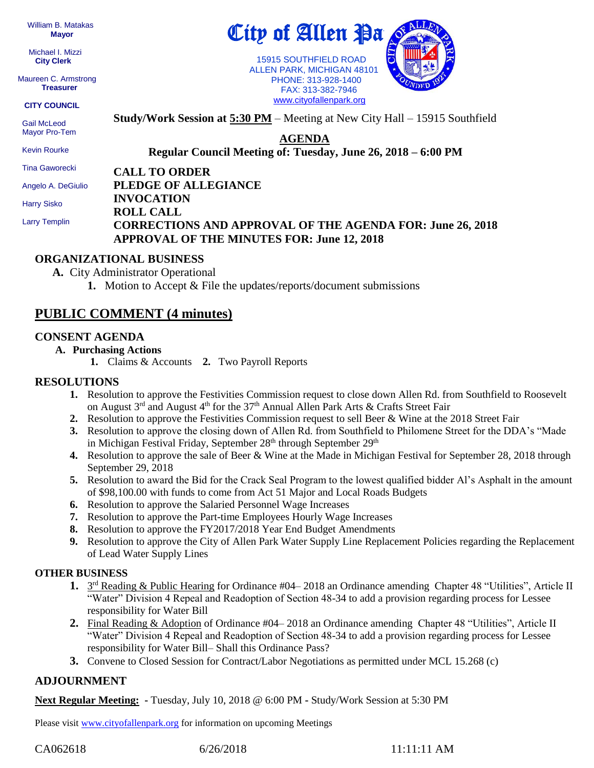William B. Matakas
**Mayor**

Michael I. Mizzi
**City Clerk**

Maureen C. Armstrong
**Treasurer**

**CITY COUNCIL**

Gail McLeod
Mayor Pro-Tem

Kevin Rourke

Tina Gaworecki

Angelo A. DeGiulio

Harry Sisko

Larry Templin

# City of Allen Pa

15915 SOUTHFIELD ROAD
ALLEN PARK, MICHIGAN 48101
PHONE: 313-928-1400
FAX: 313-382-7946
www.cityofallenpark.org

**Study/Work Session at 5:30 PM** – Meeting at New City Hall – 15915 Southfield

## AGENDA

**Regular Council Meeting of: Tuesday, June 26, 2018 – 6:00 PM**

**CALL TO ORDER**
**PLEDGE OF ALLEGIANCE**
**INVOCATION**
**ROLL CALL**
**CORRECTIONS AND APPROVAL OF THE AGENDA FOR: June 26, 2018**
**APPROVAL OF THE MINUTES FOR: June 12, 2018**

### ORGANIZATIONAL BUSINESS

**A.** City Administrator Operational

1. Motion to Accept & File the updates/reports/document submissions

## PUBLIC COMMENT (4 minutes)

### CONSENT AGENDA

**A. Purchasing Actions**

1. Claims & Accounts **2.** Two Payroll Reports

### RESOLUTIONS

1. Resolution to approve the Festivities Commission request to close down Allen Rd. from Southfield to Roosevelt on August 3rd and August 4th for the 37th Annual Allen Park Arts & Crafts Street Fair
2. Resolution to approve the Festivities Commission request to sell Beer & Wine at the 2018 Street Fair
3. Resolution to approve the closing down of Allen Rd. from Southfield to Philomene Street for the DDA's "Made in Michigan Festival Friday, September 28th through September 29th
4. Resolution to approve the sale of Beer & Wine at the Made in Michigan Festival for September 28, 2018 through September 29, 2018
5. Resolution to award the Bid for the Crack Seal Program to the lowest qualified bidder Al's Asphalt in the amount of $98,100.00 with funds to come from Act 51 Major and Local Roads Budgets
6. Resolution to approve the Salaried Personnel Wage Increases
7. Resolution to approve the Part-time Employees Hourly Wage Increases
8. Resolution to approve the FY2017/2018 Year End Budget Amendments
9. Resolution to approve the City of Allen Park Water Supply Line Replacement Policies regarding the Replacement of Lead Water Supply Lines

### OTHER BUSINESS

1. 3rd Reading & Public Hearing for Ordinance #04– 2018 an Ordinance amending Chapter 48 "Utilities", Article II "Water" Division 4 Repeal and Readoption of Section 48-34 to add a provision regarding process for Lessee responsibility for Water Bill
2. Final Reading & Adoption of Ordinance #04– 2018 an Ordinance amending Chapter 48 "Utilities", Article II "Water" Division 4 Repeal and Readoption of Section 48-34 to add a provision regarding process for Lessee responsibility for Water Bill– Shall this Ordinance Pass?
3. Convene to Closed Session for Contract/Labor Negotiations as permitted under MCL 15.268 (c)

### ADJOURNMENT

**Next Regular Meeting:** - Tuesday, July 10, 2018 @ 6:00 PM - Study/Work Session at 5:30 PM

Please visit www.cityofallenpark.org for information on upcoming Meetings

CA062618 6/26/2018 11:11:11 AM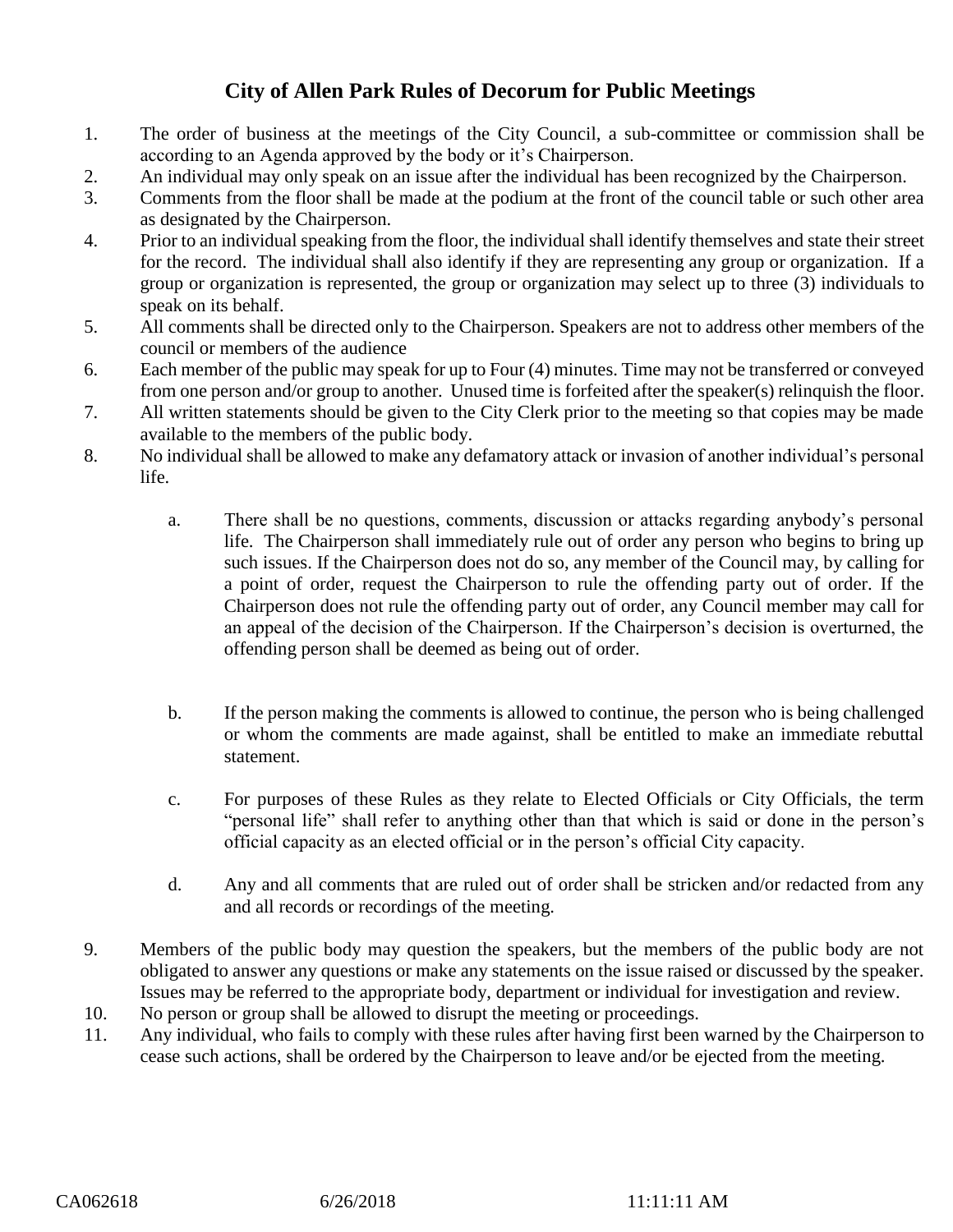# City of Allen Park Rules of Decorum for Public Meetings

1. The order of business at the meetings of the City Council, a sub-committee or commission shall be according to an Agenda approved by the body or it's Chairperson.
2. An individual may only speak on an issue after the individual has been recognized by the Chairperson.
3. Comments from the floor shall be made at the podium at the front of the council table or such other area as designated by the Chairperson.
4. Prior to an individual speaking from the floor, the individual shall identify themselves and state their street for the record. The individual shall also identify if they are representing any group or organization. If a group or organization is represented, the group or organization may select up to three (3) individuals to speak on its behalf.
5. All comments shall be directed only to the Chairperson. Speakers are not to address other members of the council or members of the audience
6. Each member of the public may speak for up to Four (4) minutes. Time may not be transferred or conveyed from one person and/or group to another. Unused time is forfeited after the speaker(s) relinquish the floor.
7. All written statements should be given to the City Clerk prior to the meeting so that copies may be made available to the members of the public body.
8. No individual shall be allowed to make any defamatory attack or invasion of another individual's personal life.

   a. There shall be no questions, comments, discussion or attacks regarding anybody's personal life. The Chairperson shall immediately rule out of order any person who begins to bring up such issues. If the Chairperson does not do so, any member of the Council may, by calling for a point of order, request the Chairperson to rule the offending party out of order. If the Chairperson does not rule the offending party out of order, any Council member may call for an appeal of the decision of the Chairperson. If the Chairperson's decision is overturned, the offending person shall be deemed as being out of order.

   b. If the person making the comments is allowed to continue, the person who is being challenged or whom the comments are made against, shall be entitled to make an immediate rebuttal statement.

   c. For purposes of these Rules as they relate to Elected Officials or City Officials, the term "personal life" shall refer to anything other than that which is said or done in the person's official capacity as an elected official or in the person's official City capacity.

   d. Any and all comments that are ruled out of order shall be stricken and/or redacted from any and all records or recordings of the meeting.

9. Members of the public body may question the speakers, but the members of the public body are not obligated to answer any questions or make any statements on the issue raised or discussed by the speaker. Issues may be referred to the appropriate body, department or individual for investigation and review.
10. No person or group shall be allowed to disrupt the meeting or proceedings.
11. Any individual, who fails to comply with these rules after having first been warned by the Chairperson to cease such actions, shall be ordered by the Chairperson to leave and/or be ejected from the meeting.

CA062618 6/26/2018 11:11:11 AM